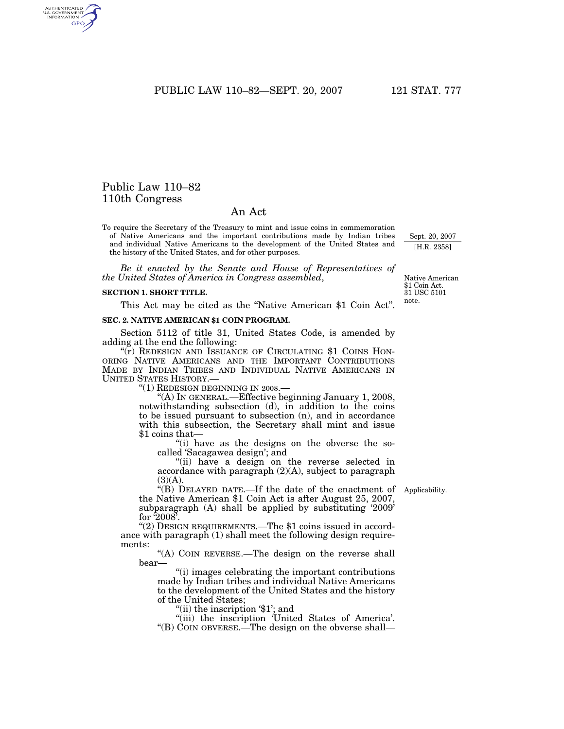# Public Law 110–82
# 110th Congress

## An Act

To require the Secretary of the Treasury to mint and issue coins in commemoration of Native Americans and the important contributions made by Indian tribes and individual Native Americans to the development of the United States and the history of the United States, and for other purposes.

Sept. 20, 2007
[H.R. 2358]

*Be it enacted by the Senate and House of Representatives of the United States of America in Congress assembled*,

Native American $1 Coin Act.
31 USC 5101 note.

**SECTION 1. SHORT TITLE.**

This Act may be cited as the "Native American $1 Coin Act".

**SEC. 2. NATIVE AMERICAN $1 COIN PROGRAM.**

Section 5112 of title 31, United States Code, is amended by adding at the end the following:

"(r) REDESIGN AND ISSUANCE OF CIRCULATING $1 COINS HONORING NATIVE AMERICANS AND THE IMPORTANT CONTRIBUTIONS MADE BY INDIAN TRIBES AND INDIVIDUAL NATIVE AMERICANS IN UNITED STATES HISTORY.—

"(1) REDESIGN BEGINNING IN 2008.—

"(A) IN GENERAL.—Effective beginning January 1, 2008, notwithstanding subsection (d), in addition to the coins to be issued pursuant to subsection (n), and in accordance with this subsection, the Secretary shall mint and issue $1 coins that—

"(i) have as the designs on the obverse the so-called 'Sacagawea design'; and

"(ii) have a design on the reverse selected in accordance with paragraph (2)(A), subject to paragraph (3)(A).

Applicability.

"(B) DELAYED DATE.—If the date of the enactment of the Native American $1 Coin Act is after August 25, 2007, subparagraph (A) shall be applied by substituting '2009' for '2008'.

"(2) DESIGN REQUIREMENTS.—The $1 coins issued in accordance with paragraph (1) shall meet the following design requirements:

"(A) COIN REVERSE.—The design on the reverse shall bear—

"(i) images celebrating the important contributions made by Indian tribes and individual Native Americans to the development of the United States and the history of the United States;

"(ii) the inscription '$1'; and

"(iii) the inscription 'United States of America'.

"(B) COIN OBVERSE.—The design on the obverse shall—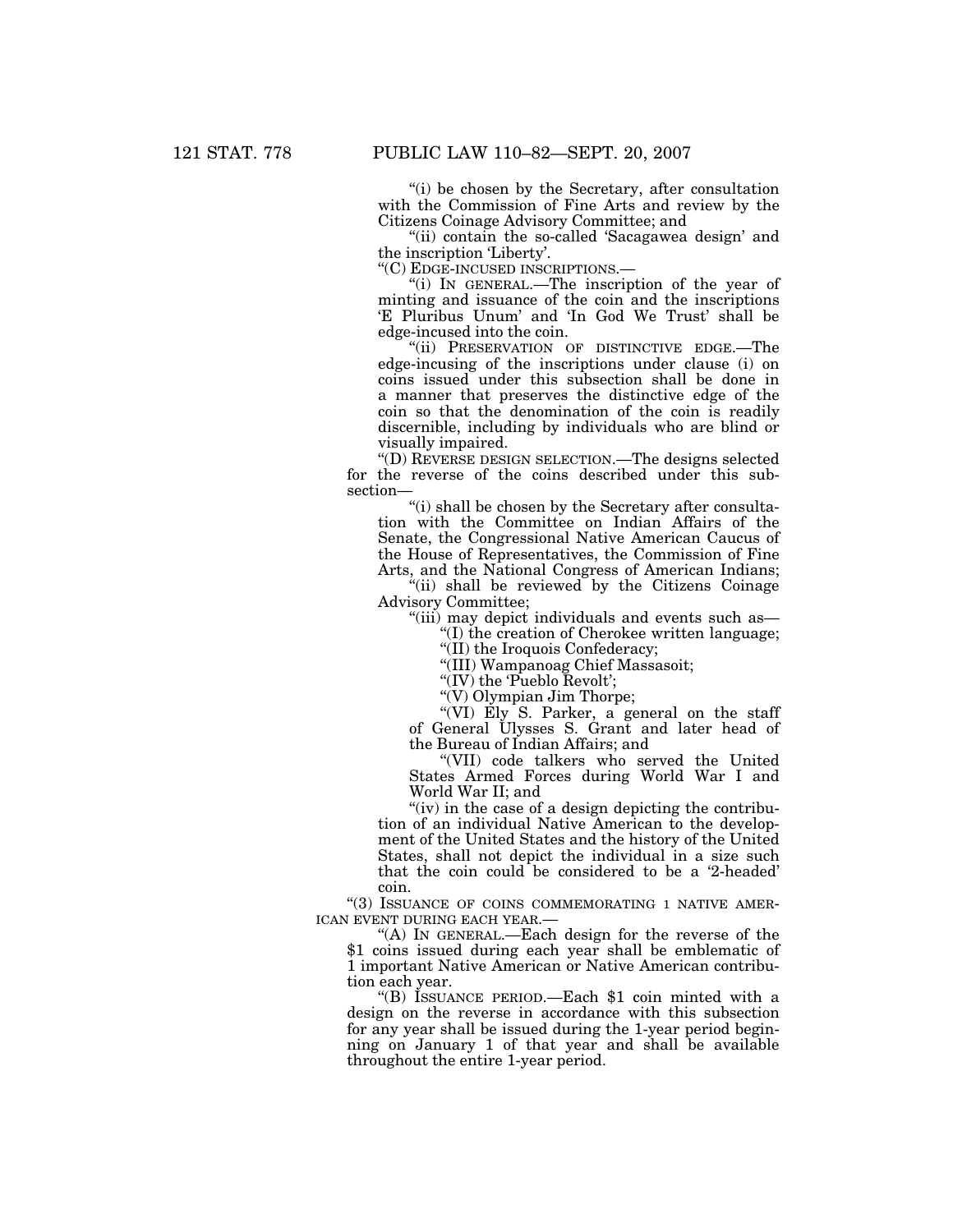"(i) be chosen by the Secretary, after consultation with the Commission of Fine Arts and review by the Citizens Coinage Advisory Committee; and

"(ii) contain the so-called 'Sacagawea design' and the inscription 'Liberty'.

"(C) EDGE-INCUSED INSCRIPTIONS.—

"(i) IN GENERAL.—The inscription of the year of minting and issuance of the coin and the inscriptions 'E Pluribus Unum' and 'In God We Trust' shall be edge-incused into the coin.

"(ii) PRESERVATION OF DISTINCTIVE EDGE.—The edge-incusing of the inscriptions under clause (i) on coins issued under this subsection shall be done in a manner that preserves the distinctive edge of the coin so that the denomination of the coin is readily discernible, including by individuals who are blind or visually impaired.

"(D) REVERSE DESIGN SELECTION.—The designs selected for the reverse of the coins described under this subsection—

"(i) shall be chosen by the Secretary after consultation with the Committee on Indian Affairs of the Senate, the Congressional Native American Caucus of the House of Representatives, the Commission of Fine Arts, and the National Congress of American Indians;

"(ii) shall be reviewed by the Citizens Coinage Advisory Committee;

"(iii) may depict individuals and events such as—

"(I) the creation of Cherokee written language;

"(II) the Iroquois Confederacy;

"(III) Wampanoag Chief Massasoit;

"(IV) the 'Pueblo Revolt';

"(V) Olympian Jim Thorpe;

"(VI) Ely S. Parker, a general on the staff of General Ulysses S. Grant and later head of the Bureau of Indian Affairs; and

"(VII) code talkers who served the United States Armed Forces during World War I and World War II; and

"(iv) in the case of a design depicting the contribution of an individual Native American to the development of the United States and the history of the United States, shall not depict the individual in a size such that the coin could be considered to be a '2-headed' coin.

"(3) ISSUANCE OF COINS COMMEMORATING 1 NATIVE AMERICAN EVENT DURING EACH YEAR.—

"(A) IN GENERAL.—Each design for the reverse of the $1 coins issued during each year shall be emblematic of 1 important Native American or Native American contribution each year.

"(B) ISSUANCE PERIOD.—Each $1 coin minted with a design on the reverse in accordance with this subsection for any year shall be issued during the 1-year period beginning on January 1 of that year and shall be available throughout the entire 1-year period.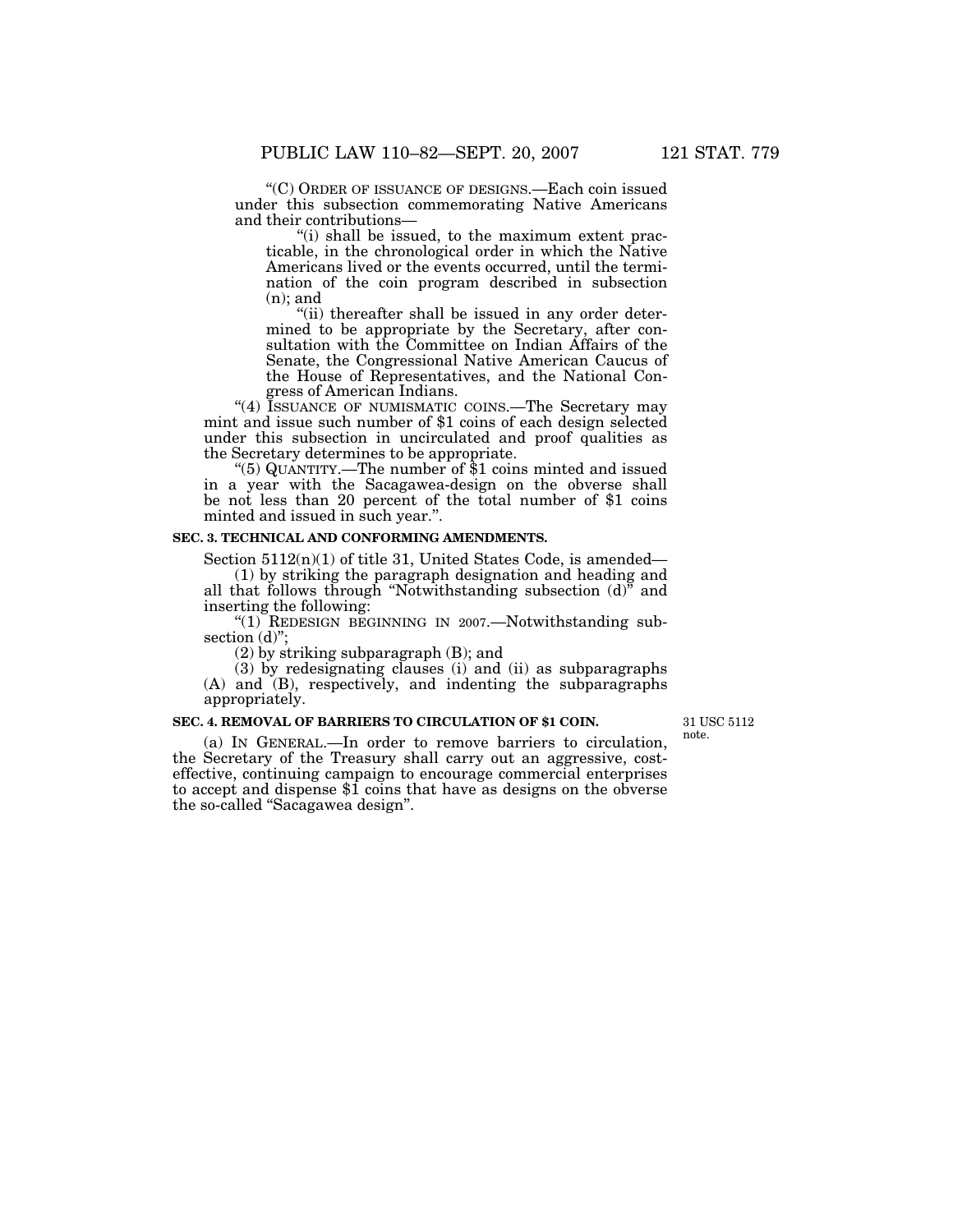"(C) ORDER OF ISSUANCE OF DESIGNS.—Each coin issued under this subsection commemorating Native Americans and their contributions—

"(i) shall be issued, to the maximum extent practicable, in the chronological order in which the Native Americans lived or the events occurred, until the termination of the coin program described in subsection (n); and

"(ii) thereafter shall be issued in any order determined to be appropriate by the Secretary, after consultation with the Committee on Indian Affairs of the Senate, the Congressional Native American Caucus of the House of Representatives, and the National Congress of American Indians.

"(4) ISSUANCE OF NUMISMATIC COINS.—The Secretary may mint and issue such number of $1 coins of each design selected under this subsection in uncirculated and proof qualities as the Secretary determines to be appropriate.

"(5) QUANTITY.—The number of $1 coins minted and issued in a year with the Sacagawea-design on the obverse shall be not less than 20 percent of the total number of $1 coins minted and issued in such year.".

**SEC. 3. TECHNICAL AND CONFORMING AMENDMENTS.**

Section 5112(n)(1) of title 31, United States Code, is amended—

(1) by striking the paragraph designation and heading and all that follows through "Notwithstanding subsection (d)" and inserting the following:

"(1) REDESIGN BEGINNING IN 2007.—Notwithstanding subsection (d)";

(2) by striking subparagraph (B); and

(3) by redesignating clauses (i) and (ii) as subparagraphs (A) and (B), respectively, and indenting the subparagraphs appropriately.

**SEC. 4. REMOVAL OF BARRIERS TO CIRCULATION OF $1 COIN.**

31 USC 5112 note.

(a) IN GENERAL.—In order to remove barriers to circulation, the Secretary of the Treasury shall carry out an aggressive, cost-effective, continuing campaign to encourage commercial enterprises to accept and dispense $1 coins that have as designs on the obverse the so-called "Sacagawea design".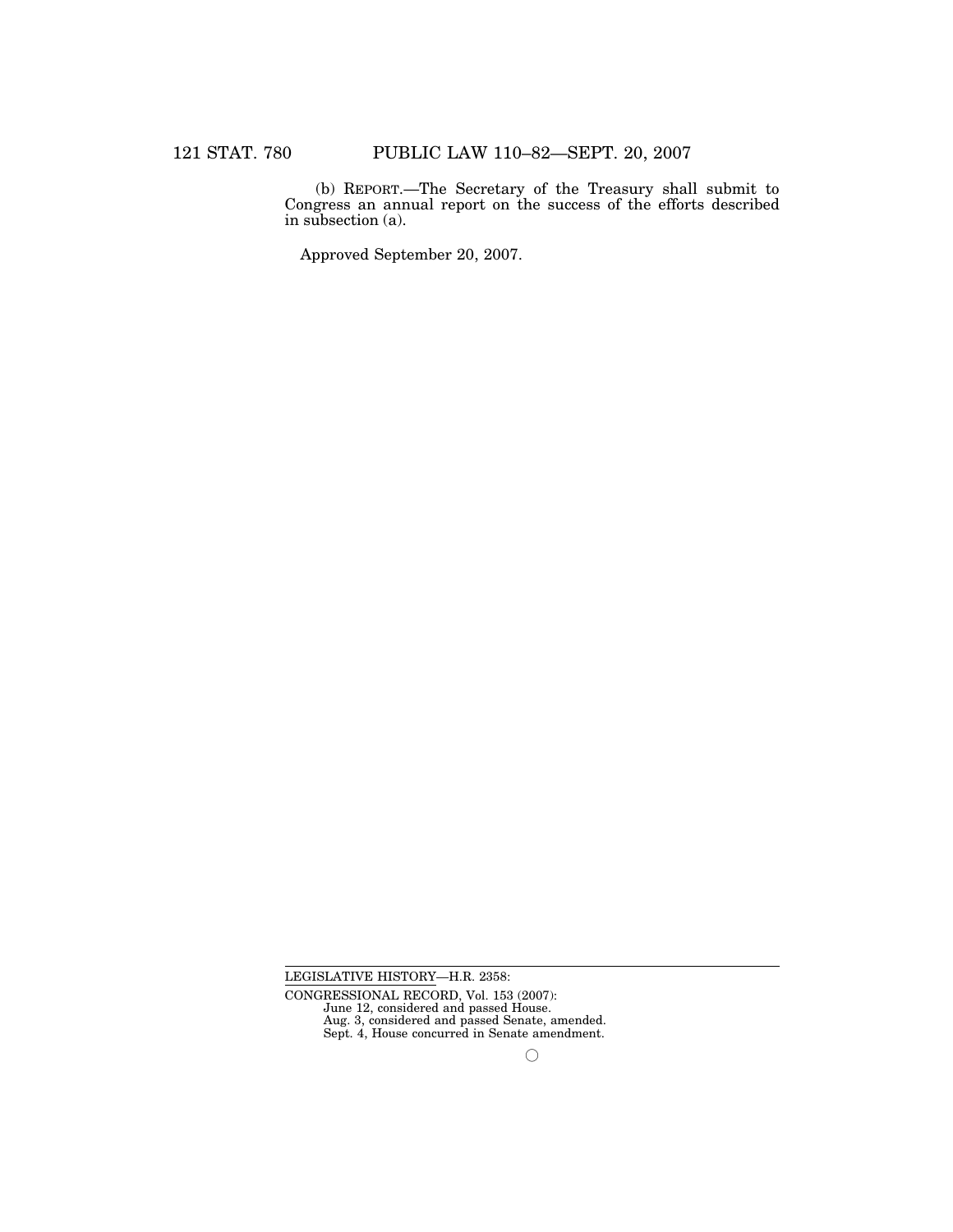(b) REPORT.—The Secretary of the Treasury shall submit to Congress an annual report on the success of the efforts described in subsection (a).

Approved September 20, 2007.

---

LEGISLATIVE HISTORY—H.R. 2358:

CONGRESSIONAL RECORD, Vol. 153 (2007):
- June 12, considered and passed House.
- Aug. 3, considered and passed Senate, amended.
- Sept. 4, House concurred in Senate amendment.